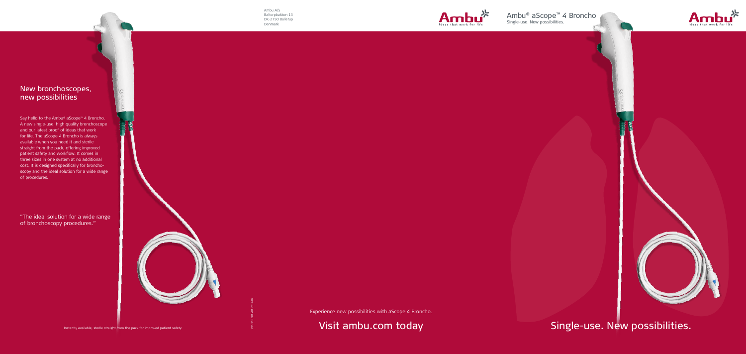Ambu A/S
Baltorpbakken 13
DK-2750 Ballerup
Denmark

# Ambu® aScope™ 4 Broncho

Single-use. New possibilities.

## New bronchoscopes, new possibilities

Say hello to the Ambu® aScope™ 4 Broncho. A new single-use, high quality bronchoscope and our latest proof of ideas that work for life. The aScope 4 Broncho is always available when you need it and sterile straight from the pack, offering improved patient safety and workflow. It comes in three sizes in one system at no additional cost. It is designed specifically for bronchoscopy and the ideal solution for a wide range of procedures.

"The ideal solution for a wide range of bronchoscopy procedures."

Instantly available, sterile straight from the pack for improved patient safety.

Experience new possibilities with aScope 4 Broncho.

## Visit ambu.com today

## Single-use. New possibilities.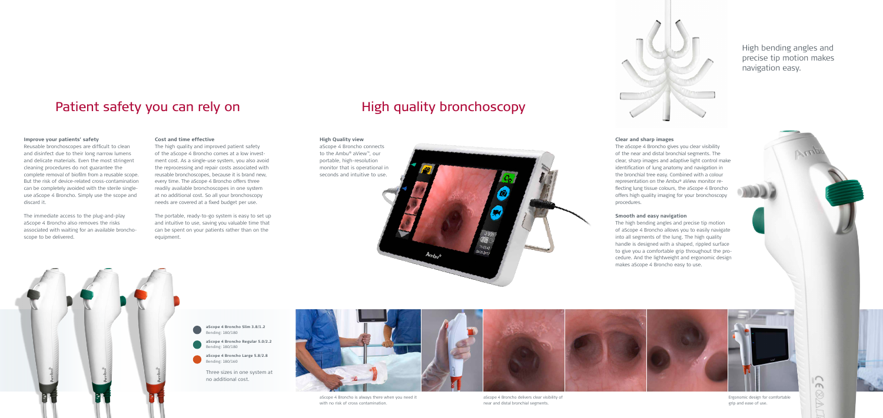# Patient safety you can rely on

**Improve your patients' safety**

Reusable bronchoscopes are difficult to clean and disinfect due to their long narrow lumens and delicate materials. Even the most stringent cleaning procedures do not guarantee the complete removal of biofilm from a reusable scope. But the risk of device-related cross-contamination can be completely avoided with the sterile single-use aScope 4 Broncho. Simply use the scope and discard it.

The immediate access to the plug-and-play aScope 4 Broncho also removes the risks associated with waiting for an available bronchoscope to be delivered.

**Cost and time effective**

The high quality and improved patient safety of the aScope 4 Broncho comes at a low investment cost. As a single-use system, you also avoid the reprocessing and repair costs associated with reusable bronchoscopes, because it is brand new, every time. The aScope 4 Broncho offers three readily available bronchoscopes in one system at no additional cost. So all your bronchoscopy needs are covered at a fixed budget per use.

The portable, ready-to-go system is easy to set up and intuitive to use, saving you valuable time that can be spent on your patients rather than on the equipment.

**aScope 4 Broncho Slim 3.8/1.2**
Bending: 180/180

**aScope 4 Broncho Regular 5.0/2.2**
Bending: 180/180

**aScope 4 Broncho Large 5.8/2.8**
Bending: 180/160

Three sizes in one system at no additional cost.

# High quality bronchoscopy

**High Quality view**

aScope 4 Broncho connects to the Ambu® aView™, our portable, high-resolution monitor that is operational in seconds and intuitive to use.

High bending angles and precise tip motion makes navigation easy.

**Clear and sharp images**

The aScope 4 Broncho gives you clear visibility of the near and distal bronchial segments. The clear, sharp images and adaptive light control make identification of lung anatomy and navigation in the bronchial tree easy. Combined with a colour representation on the Ambu® aView monitor reflecting lung tissue colours, the aScope 4 Broncho offers high quality imaging for your bronchoscopy procedures.

**Smooth and easy navigation**

The high bending angles and precise tip motion of aScope 4 Broncho allows you to easily navigate into all segments of the lung. The high quality handle is designed with a shaped, rippled surface to give you a comfortable grip throughout the procedure. And the lightweight and ergonomic design makes aScope 4 Broncho easy to use.

aScope 4 Broncho is always there when you need it with no risk of cross contamination.

aScope 4 Broncho delivers clear visibility of near and distal bronchial segments.

Ergonomic design for comfortable grip and ease of use.